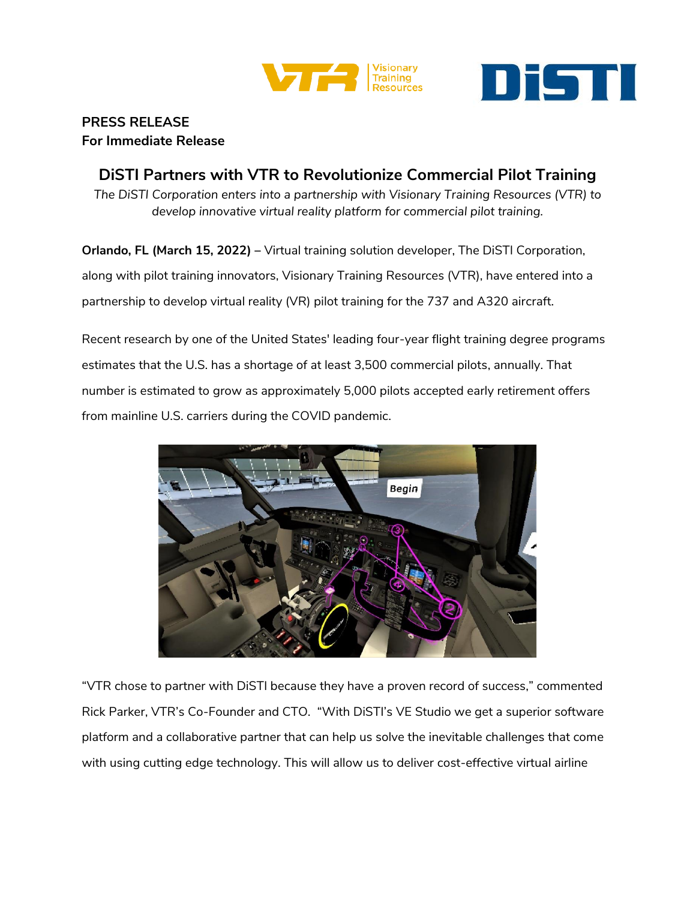**PRESS RELEASE**
**For Immediate Release**

# DiSTI Partners with VTR to Revolutionize Commercial Pilot Training

*The DiSTI Corporation enters into a partnership with Visionary Training Resources (VTR) to develop innovative virtual reality platform for commercial pilot training.*

**Orlando, FL (March 15, 2022)** – Virtual training solution developer, The DiSTI Corporation, along with pilot training innovators, Visionary Training Resources (VTR), have entered into a partnership to develop virtual reality (VR) pilot training for the 737 and A320 aircraft.

Recent research by one of the United States' leading four-year flight training degree programs estimates that the U.S. has a shortage of at least 3,500 commercial pilots, annually. That number is estimated to grow as approximately 5,000 pilots accepted early retirement offers from mainline U.S. carriers during the COVID pandemic.

"VTR chose to partner with DiSTI because they have a proven record of success," commented Rick Parker, VTR's Co-Founder and CTO. "With DiSTI's VE Studio we get a superior software platform and a collaborative partner that can help us solve the inevitable challenges that come with using cutting edge technology. This will allow us to deliver cost-effective virtual airline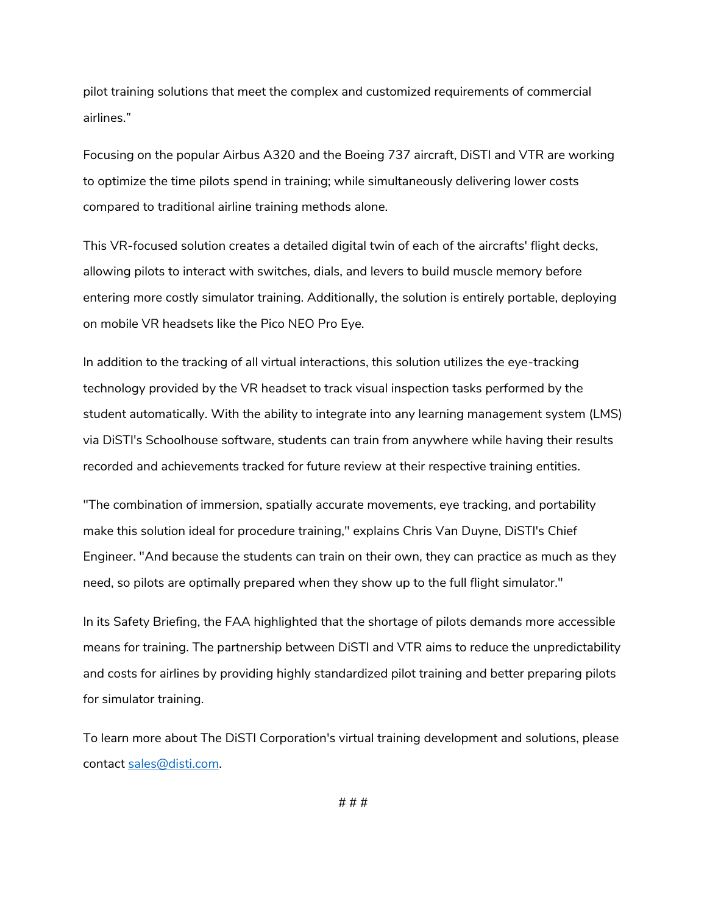pilot training solutions that meet the complex and customized requirements of commercial airlines."

Focusing on the popular Airbus A320 and the Boeing 737 aircraft, DiSTI and VTR are working to optimize the time pilots spend in training; while simultaneously delivering lower costs compared to traditional airline training methods alone.

This VR-focused solution creates a detailed digital twin of each of the aircrafts' flight decks, allowing pilots to interact with switches, dials, and levers to build muscle memory before entering more costly simulator training. Additionally, the solution is entirely portable, deploying on mobile VR headsets like the Pico NEO Pro Eye.

In addition to the tracking of all virtual interactions, this solution utilizes the eye-tracking technology provided by the VR headset to track visual inspection tasks performed by the student automatically. With the ability to integrate into any learning management system (LMS) via DiSTI's Schoolhouse software, students can train from anywhere while having their results recorded and achievements tracked for future review at their respective training entities.

"The combination of immersion, spatially accurate movements, eye tracking, and portability make this solution ideal for procedure training," explains Chris Van Duyne, DiSTI's Chief Engineer. "And because the students can train on their own, they can practice as much as they need, so pilots are optimally prepared when they show up to the full flight simulator."

In its Safety Briefing, the FAA highlighted that the shortage of pilots demands more accessible means for training. The partnership between DiSTI and VTR aims to reduce the unpredictability and costs for airlines by providing highly standardized pilot training and better preparing pilots for simulator training.

To learn more about The DiSTI Corporation's virtual training development and solutions, please contact [sales@disti.com](mailto:sales@disti.com).

# # #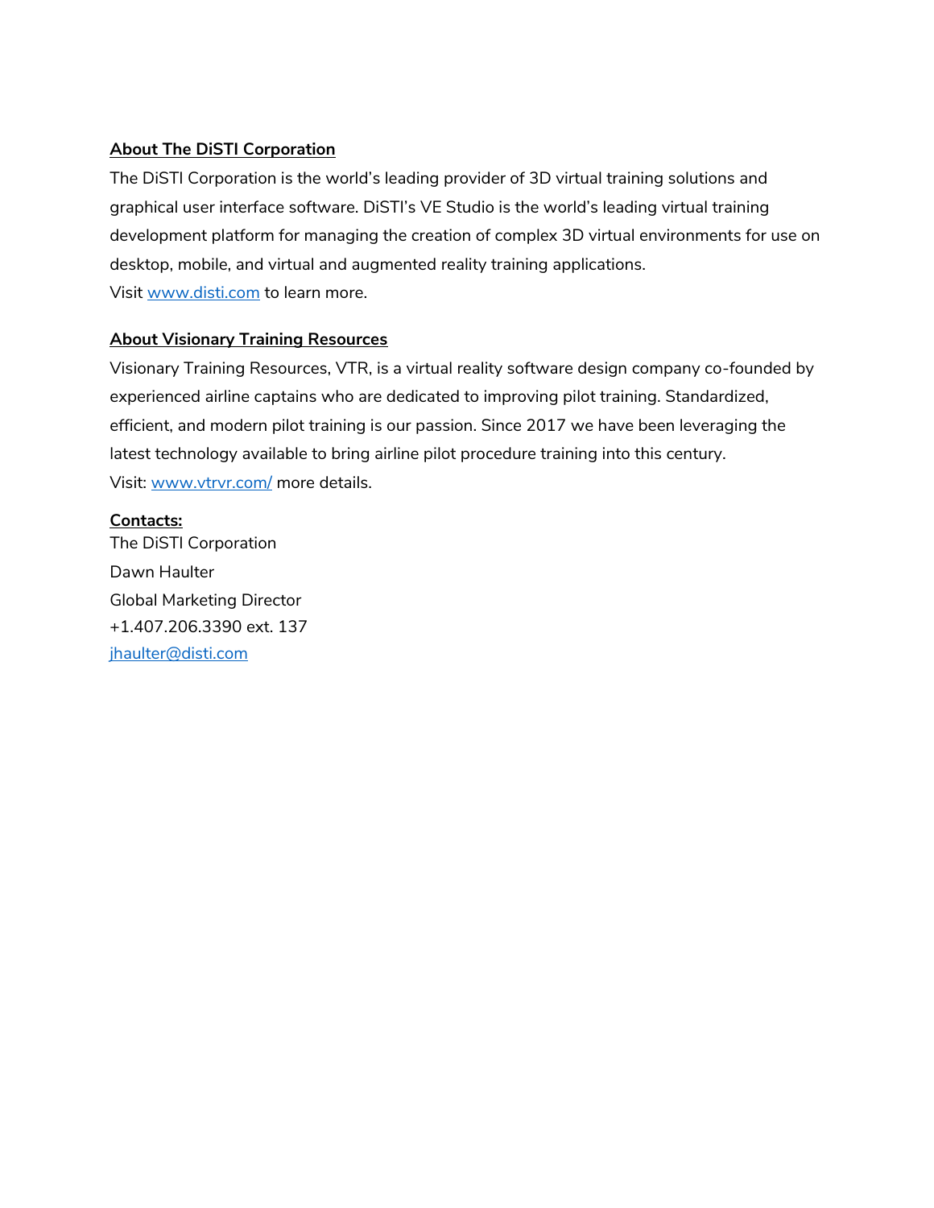**About The DiSTI Corporation**

The DiSTI Corporation is the world's leading provider of 3D virtual training solutions and graphical user interface software. DiSTI's VE Studio is the world's leading virtual training development platform for managing the creation of complex 3D virtual environments for use on desktop, mobile, and virtual and augmented reality training applications.
Visit www.disti.com to learn more.

**About Visionary Training Resources**

Visionary Training Resources, VTR, is a virtual reality software design company co-founded by experienced airline captains who are dedicated to improving pilot training. Standardized, efficient, and modern pilot training is our passion. Since 2017 we have been leveraging the latest technology available to bring airline pilot procedure training into this century.
Visit: www.vtrvr.com/ more details.

**Contacts:**

The DiSTI Corporation
Dawn Haulter
Global Marketing Director
+1.407.206.3390 ext. 137
jhaulter@disti.com